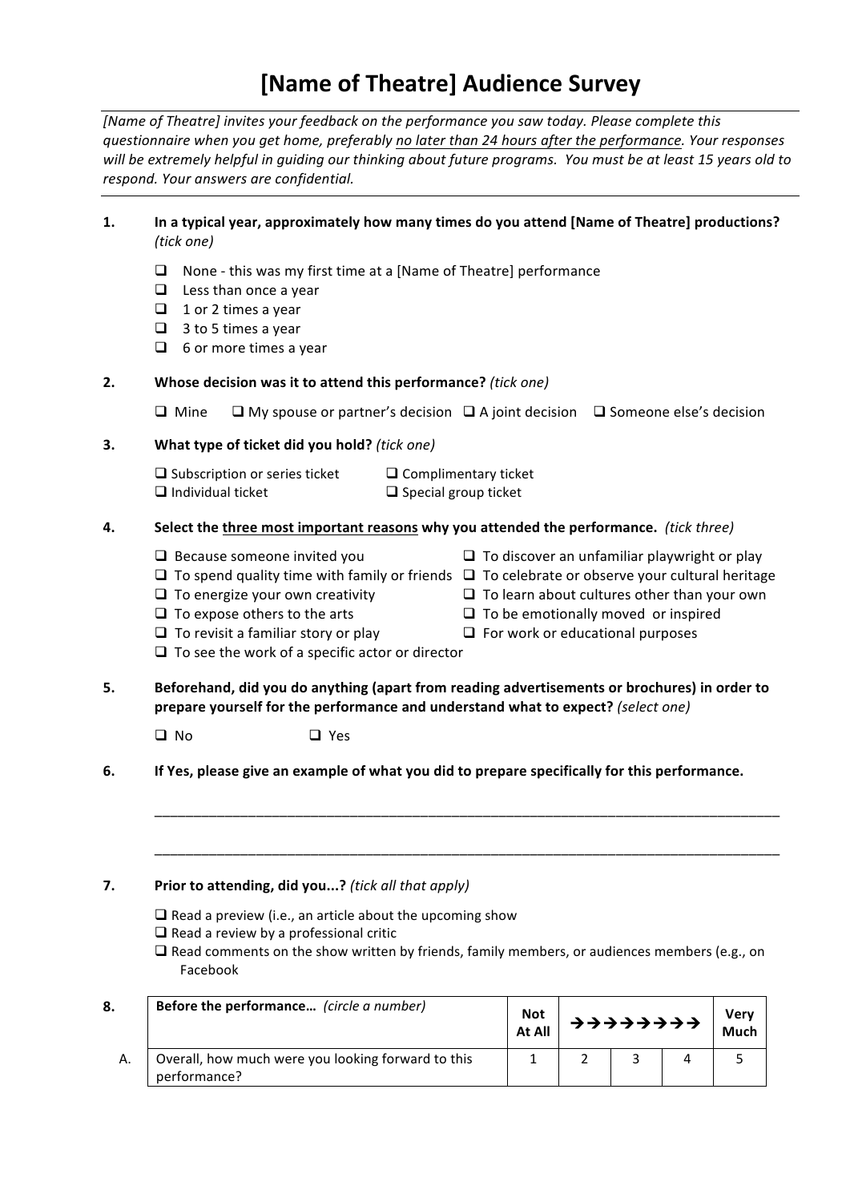# [Name of Theatre] Audience Survey

*[Name of Theatre] invites your feedback on the performance you saw today. Please complete this questionnaire when you get home, preferably <u>no later than 24 hours after the performance</u>. Your responses will be extremely helpful in guiding our thinking about future programs. You must be at least 15 years old to respond. Your answers are confidential.*

**1. In a typical year, approximately how many times do you attend [Name of Theatre] productions?** *(tick one)*

- ❑ None - this was my first time at a [Name of Theatre] performance
- ❑ Less than once a year
- ❑ 1 or 2 times a year
- ❑ 3 to 5 times a year
- ❑ 6 or more times a year

**2. Whose decision was it to attend this performance?** *(tick one)*

❑ Mine ❑ My spouse or partner's decision ❑ A joint decision ❑ Someone else's decision

**3. What type of ticket did you hold?** *(tick one)*

- ❑ Subscription or series ticket
- ❑ Complimentary ticket
- ❑ Individual ticket
- ❑ Special group ticket

**4. Select the <u>three most important reasons</u> why you attended the performance.** *(tick three)*

- ❑ Because someone invited you
- ❑ To spend quality time with family or friends
- ❑ To energize your own creativity
- ❑ To expose others to the arts
- ❑ To revisit a familiar story or play
- ❑ To see the work of a specific actor or director
- ❑ To discover an unfamiliar playwright or play
- ❑ To celebrate or observe your cultural heritage
- ❑ To learn about cultures other than your own
- ❑ To be emotionally moved or inspired
- ❑ For work or educational purposes

**5. Beforehand, did you do anything (apart from reading advertisements or brochures) in order to prepare yourself for the performance and understand what to expect?** *(select one)*

❑ No ❑ Yes

**6. If Yes, please give an example of what you did to prepare specifically for this performance.**

_______________________________________________________________________________

_______________________________________________________________________________

**7. Prior to attending, did you...?** *(tick all that apply)*

- ❑ Read a preview (i.e., an article about the upcoming show
- ❑ Read a review by a professional critic
- ❑ Read comments on the show written by friends, family members, or audiences members (e.g., on Facebook

**8.**

| | **Before the performance…** *(circle a number)* | **Not At All** | →→→→→→→→ | | | **Very Much** |
|---|---|---|---|---|---|---|
| A. | Overall, how much were you looking forward to this performance? | 1 | 2 | 3 | 4 | 5 |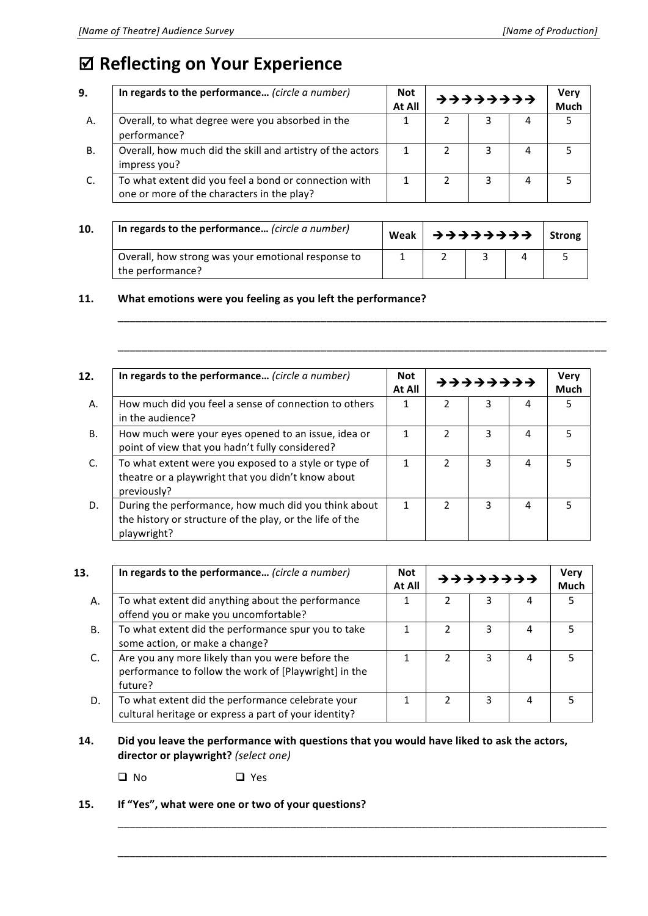# ☑ Reflecting on Your Experience

| 9. | In regards to the performance… *(circle a number)* | Not At All | →→→→→→→→ | | | Very Much |
|---|---|---|---|---|---|---|
| A. | Overall, to what degree were you absorbed in the performance? | 1 | 2 | 3 | 4 | 5 |
| B. | Overall, how much did the skill and artistry of the actors impress you? | 1 | 2 | 3 | 4 | 5 |
| C. | To what extent did you feel a bond or connection with one or more of the characters in the play? | 1 | 2 | 3 | 4 | 5 |

| 10. | In regards to the performance… *(circle a number)* | Weak | →→→→→→→→ | | | Strong |
|---|---|---|---|---|---|---|
| | Overall, how strong was your emotional response to the performance? | 1 | 2 | 3 | 4 | 5 |

**11. What emotions were you feeling as you left the performance?**

_______________________________________________________________________________

_______________________________________________________________________________

| 12. | In regards to the performance… *(circle a number)* | Not At All | →→→→→→→→ | | | Very Much |
|---|---|---|---|---|---|---|
| A. | How much did you feel a sense of connection to others in the audience? | 1 | 2 | 3 | 4 | 5 |
| B. | How much were your eyes opened to an issue, idea or point of view that you hadn't fully considered? | 1 | 2 | 3 | 4 | 5 |
| C. | To what extent were you exposed to a style or type of theatre or a playwright that you didn't know about previously? | 1 | 2 | 3 | 4 | 5 |
| D. | During the performance, how much did you think about the history or structure of the play, or the life of the playwright? | 1 | 2 | 3 | 4 | 5 |

| 13. | In regards to the performance… *(circle a number)* | Not At All | →→→→→→→→ | | | Very Much |
|---|---|---|---|---|---|---|
| A. | To what extent did anything about the performance offend you or make you uncomfortable? | 1 | 2 | 3 | 4 | 5 |
| B. | To what extent did the performance spur you to take some action, or make a change? | 1 | 2 | 3 | 4 | 5 |
| C. | Are you any more likely than you were before the performance to follow the work of [Playwright] in the future? | 1 | 2 | 3 | 4 | 5 |
| D. | To what extent did the performance celebrate your cultural heritage or express a part of your identity? | 1 | 2 | 3 | 4 | 5 |

**14. Did you leave the performance with questions that you would have liked to ask the actors, director or playwright?** *(select one)*

❑ No ❑ Yes

**15. If "Yes", what were one or two of your questions?**

_______________________________________________________________________________

_______________________________________________________________________________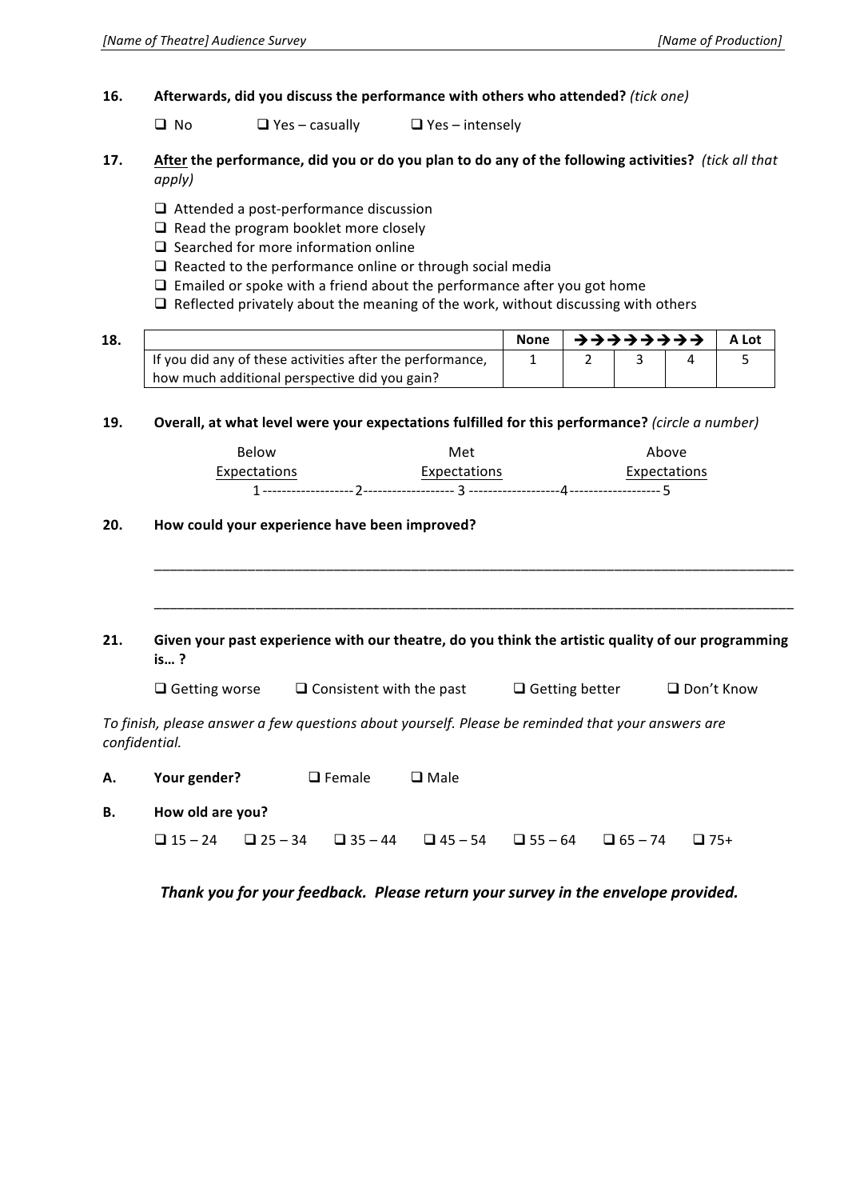**16. Afterwards, did you discuss the performance with others who attended?** *(tick one)*

❑ No ❑ Yes – casually ❑ Yes – intensely

**17. <u>After</u> the performance, did you or do you plan to do any of the following activities?** *(tick all that apply)*

❑ Attended a post-performance discussion
❑ Read the program booklet more closely
❑ Searched for more information online
❑ Reacted to the performance online or through social media
❑ Emailed or spoke with a friend about the performance after you got home
❑ Reflected privately about the meaning of the work, without discussing with others

**18.**

| | None | →→→→→→→→ | | | A Lot |
|---|---|---|---|---|---|
| If you did any of these activities after the performance, how much additional perspective did you gain? | 1 | 2 | 3 | 4 | 5 |

**19. Overall, at what level were your expectations fulfilled for this performance?** *(circle a number)*

Below Expectations — Met Expectations — Above Expectations

1 ------------------- 2 ------------------- 3 ------------------- 4 ------------------- 5

**20. How could your experience have been improved?**

________________________________________________________________________________

________________________________________________________________________________

**21. Given your past experience with our theatre, do you think the artistic quality of our programming is… ?**

❑ Getting worse ❑ Consistent with the past ❑ Getting better ❑ Don't Know

*To finish, please answer a few questions about yourself. Please be reminded that your answers are confidential.*

**A. Your gender?** ❑ Female ❑ Male

**B. How old are you?**

❑ 15 – 24 ❑ 25 – 34 ❑ 35 – 44 ❑ 45 – 54 ❑ 55 – 64 ❑ 65 – 74 ❑ 75+

***Thank you for your feedback. Please return your survey in the envelope provided.***